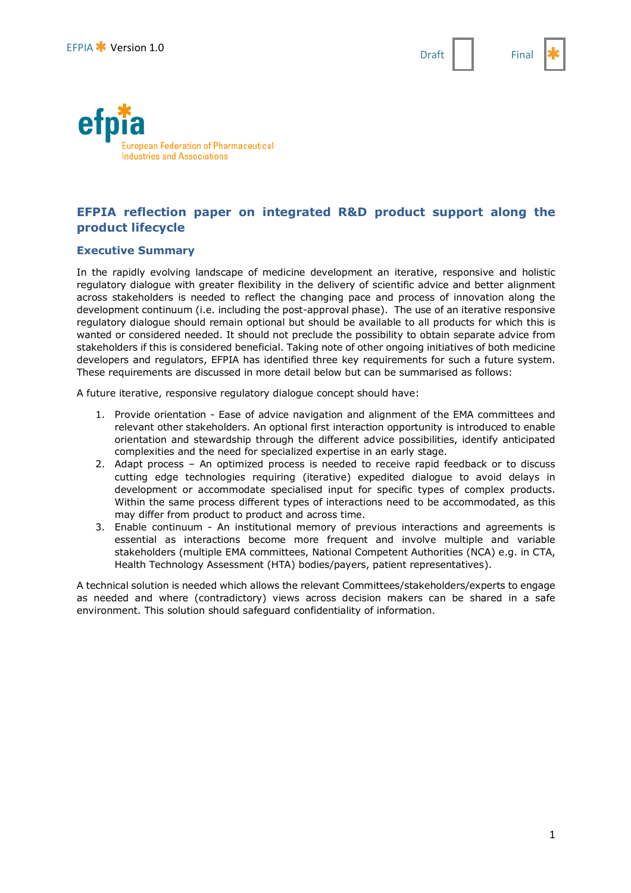# EFPIA reflection paper on integrated R&D product support along the product lifecycle

## Executive Summary

In the rapidly evolving landscape of medicine development an iterative, responsive and holistic regulatory dialogue with greater flexibility in the delivery of scientific advice and better alignment across stakeholders is needed to reflect the changing pace and process of innovation along the development continuum (i.e. including the post-approval phase). The use of an iterative responsive regulatory dialogue should remain optional but should be available to all products for which this is wanted or considered needed. It should not preclude the possibility to obtain separate advice from stakeholders if this is considered beneficial. Taking note of other ongoing initiatives of both medicine developers and regulators, EFPIA has identified three key requirements for such a future system. These requirements are discussed in more detail below but can be summarised as follows:

A future iterative, responsive regulatory dialogue concept should have:

1. Provide orientation - Ease of advice navigation and alignment of the EMA committees and relevant other stakeholders. An optional first interaction opportunity is introduced to enable orientation and stewardship through the different advice possibilities, identify anticipated complexities and the need for specialized expertise in an early stage.
2. Adapt process – An optimized process is needed to receive rapid feedback or to discuss cutting edge technologies requiring (iterative) expedited dialogue to avoid delays in development or accommodate specialised input for specific types of complex products. Within the same process different types of interactions need to be accommodated, as this may differ from product to product and across time.
3. Enable continuum - An institutional memory of previous interactions and agreements is essential as interactions become more frequent and involve multiple and variable stakeholders (multiple EMA committees, National Competent Authorities (NCA) e.g. in CTA, Health Technology Assessment (HTA) bodies/payers, patient representatives).

A technical solution is needed which allows the relevant Committees/stakeholders/experts to engage as needed and where (contradictory) views across decision makers can be shared in a safe environment. This solution should safeguard confidentiality of information.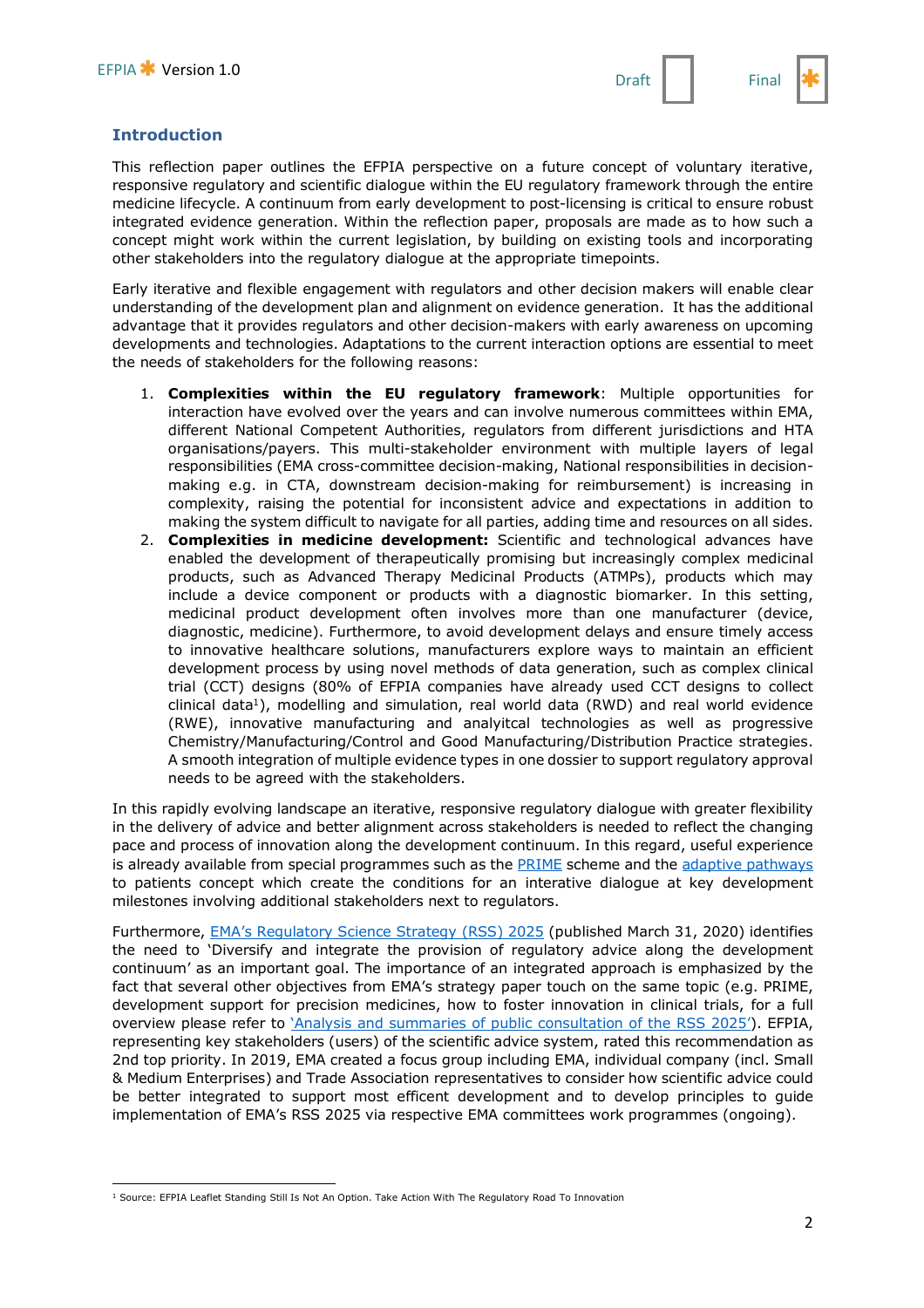## Introduction

This reflection paper outlines the EFPIA perspective on a future concept of voluntary iterative, responsive regulatory and scientific dialogue within the EU regulatory framework through the entire medicine lifecycle. A continuum from early development to post-licensing is critical to ensure robust integrated evidence generation. Within the reflection paper, proposals are made as to how such a concept might work within the current legislation, by building on existing tools and incorporating other stakeholders into the regulatory dialogue at the appropriate timepoints.

Early iterative and flexible engagement with regulators and other decision makers will enable clear understanding of the development plan and alignment on evidence generation. It has the additional advantage that it provides regulators and other decision-makers with early awareness on upcoming developments and technologies. Adaptations to the current interaction options are essential to meet the needs of stakeholders for the following reasons:

1. **Complexities within the EU regulatory framework**: Multiple opportunities for interaction have evolved over the years and can involve numerous committees within EMA, different National Competent Authorities, regulators from different jurisdictions and HTA organisations/payers. This multi-stakeholder environment with multiple layers of legal responsibilities (EMA cross-committee decision-making, National responsibilities in decision-making e.g. in CTA, downstream decision-making for reimbursement) is increasing in complexity, raising the potential for inconsistent advice and expectations in addition to making the system difficult to navigate for all parties, adding time and resources on all sides.
2. **Complexities in medicine development:** Scientific and technological advances have enabled the development of therapeutically promising but increasingly complex medicinal products, such as Advanced Therapy Medicinal Products (ATMPs), products which may include a device component or products with a diagnostic biomarker. In this setting, medicinal product development often involves more than one manufacturer (device, diagnostic, medicine). Furthermore, to avoid development delays and ensure timely access to innovative healthcare solutions, manufacturers explore ways to maintain an efficient development process by using novel methods of data generation, such as complex clinical trial (CCT) designs (80% of EFPIA companies have already used CCT designs to collect clinical data[1]), modelling and simulation, real world data (RWD) and real world evidence (RWE), innovative manufacturing and analyitcal technologies as well as progressive Chemistry/Manufacturing/Control and Good Manufacturing/Distribution Practice strategies. A smooth integration of multiple evidence types in one dossier to support regulatory approval needs to be agreed with the stakeholders.

In this rapidly evolving landscape an iterative, responsive regulatory dialogue with greater flexibility in the delivery of advice and better alignment across stakeholders is needed to reflect the changing pace and process of innovation along the development continuum. In this regard, useful experience is already available from special programmes such as the PRIME scheme and the adaptive pathways to patients concept which create the conditions for an interative dialogue at key development milestones involving additional stakeholders next to regulators.

Furthermore, EMA's Regulatory Science Strategy (RSS) 2025 (published March 31, 2020) identifies the need to 'Diversify and integrate the provision of regulatory advice along the development continuum' as an important goal. The importance of an integrated approach is emphasized by the fact that several other objectives from EMA's strategy paper touch on the same topic (e.g. PRIME, development support for precision medicines, how to foster innovation in clinical trials, for a full overview please refer to 'Analysis and summaries of public consultation of the RSS 2025'). EFPIA, representing key stakeholders (users) of the scientific advice system, rated this recommendation as 2nd top priority. In 2019, EMA created a focus group including EMA, individual company (incl. Small & Medium Enterprises) and Trade Association representatives to consider how scientific advice could be better integrated to support most efficent development and to develop principles to guide implementation of EMA's RSS 2025 via respective EMA committees work programmes (ongoing).

[1] Source: EFPIA Leaflet Standing Still Is Not An Option. Take Action With The Regulatory Road To Innovation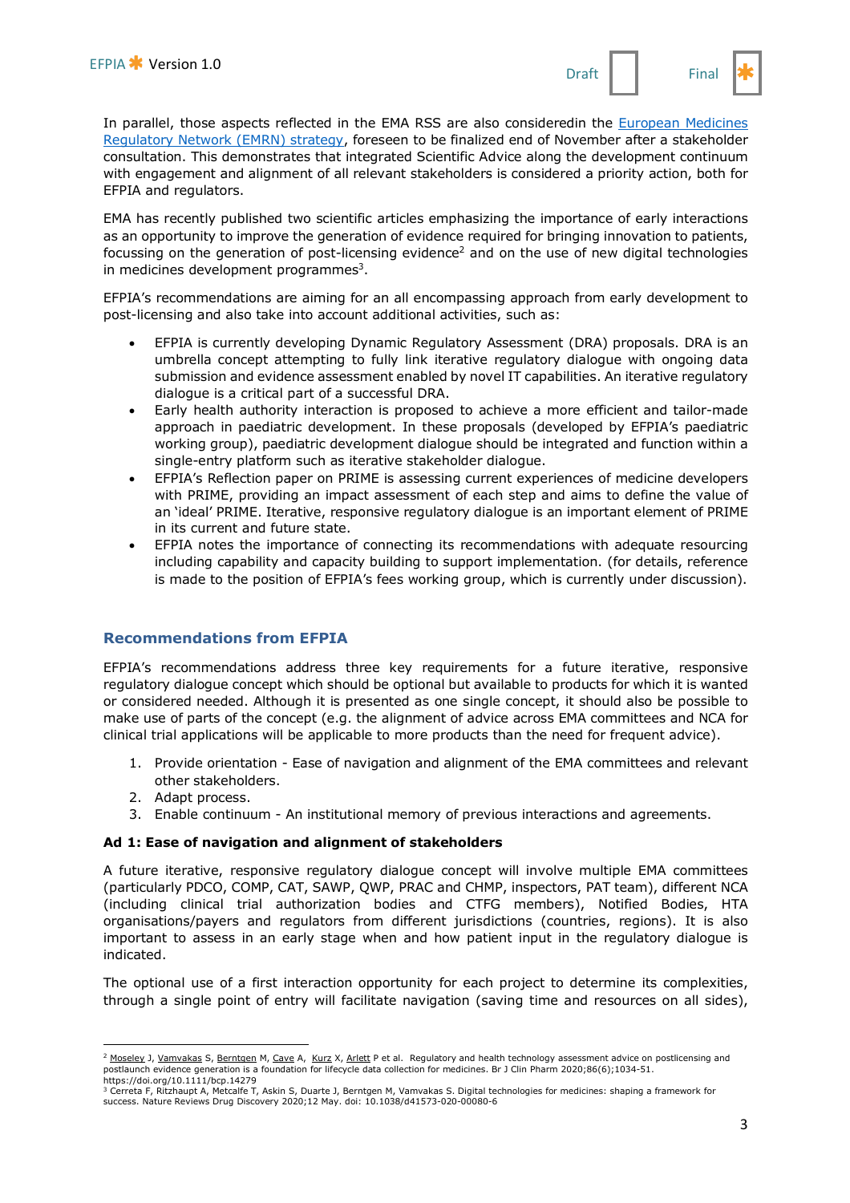In parallel, those aspects reflected in the EMA RSS are also consideredin the [European Medicines Regulatory Network (EMRN) strategy](), foreseen to be finalized end of November after a stakeholder consultation. This demonstrates that integrated Scientific Advice along the development continuum with engagement and alignment of all relevant stakeholders is considered a priority action, both for EFPIA and regulators.

EMA has recently published two scientific articles emphasizing the importance of early interactions as an opportunity to improve the generation of evidence required for bringing innovation to patients, focussing on the generation of post-licensing evidence[2] and on the use of new digital technologies in medicines development programmes[3].

EFPIA's recommendations are aiming for an all encompassing approach from early development to post-licensing and also take into account additional activities, such as:

- EFPIA is currently developing Dynamic Regulatory Assessment (DRA) proposals. DRA is an umbrella concept attempting to fully link iterative regulatory dialogue with ongoing data submission and evidence assessment enabled by novel IT capabilities. An iterative regulatory dialogue is a critical part of a successful DRA.
- Early health authority interaction is proposed to achieve a more efficient and tailor-made approach in paediatric development. In these proposals (developed by EFPIA's paediatric working group), paediatric development dialogue should be integrated and function within a single-entry platform such as iterative stakeholder dialogue.
- EFPIA's Reflection paper on PRIME is assessing current experiences of medicine developers with PRIME, providing an impact assessment of each step and aims to define the value of an 'ideal' PRIME. Iterative, responsive regulatory dialogue is an important element of PRIME in its current and future state.
- EFPIA notes the importance of connecting its recommendations with adequate resourcing including capability and capacity building to support implementation. (for details, reference is made to the position of EFPIA's fees working group, which is currently under discussion).

## Recommendations from EFPIA

EFPIA's recommendations address three key requirements for a future iterative, responsive regulatory dialogue concept which should be optional but available to products for which it is wanted or considered needed. Although it is presented as one single concept, it should also be possible to make use of parts of the concept (e.g. the alignment of advice across EMA committees and NCA for clinical trial applications will be applicable to more products than the need for frequent advice).

1. Provide orientation - Ease of navigation and alignment of the EMA committees and relevant other stakeholders.
2. Adapt process.
3. Enable continuum - An institutional memory of previous interactions and agreements.

**Ad 1: Ease of navigation and alignment of stakeholders**

A future iterative, responsive regulatory dialogue concept will involve multiple EMA committees (particularly PDCO, COMP, CAT, SAWP, QWP, PRAC and CHMP, inspectors, PAT team), different NCA (including clinical trial authorization bodies and CTFG members), Notified Bodies, HTA organisations/payers and regulators from different jurisdictions (countries, regions). It is also important to assess in an early stage when and how patient input in the regulatory dialogue is indicated.

The optional use of a first interaction opportunity for each project to determine its complexities, through a single point of entry will facilitate navigation (saving time and resources on all sides),

---

[2] Moseley J, Vamvakas S, Berntgen M, Cave A, Kurz X, Arlett P et al. Regulatory and health technology assessment advice on postlicensing and postlaunch evidence generation is a foundation for lifecycle data collection for medicines. Br J Clin Pharm 2020;86(6);1034-51. https://doi.org/10.1111/bcp.14279

[3] Cerreta F, Ritzhaupt A, Metcalfe T, Askin S, Duarte J, Berntgen M, Vamvakas S. Digital technologies for medicines: shaping a framework for success. Nature Reviews Drug Discovery 2020;12 May. doi: 10.1038/d41573-020-00080-6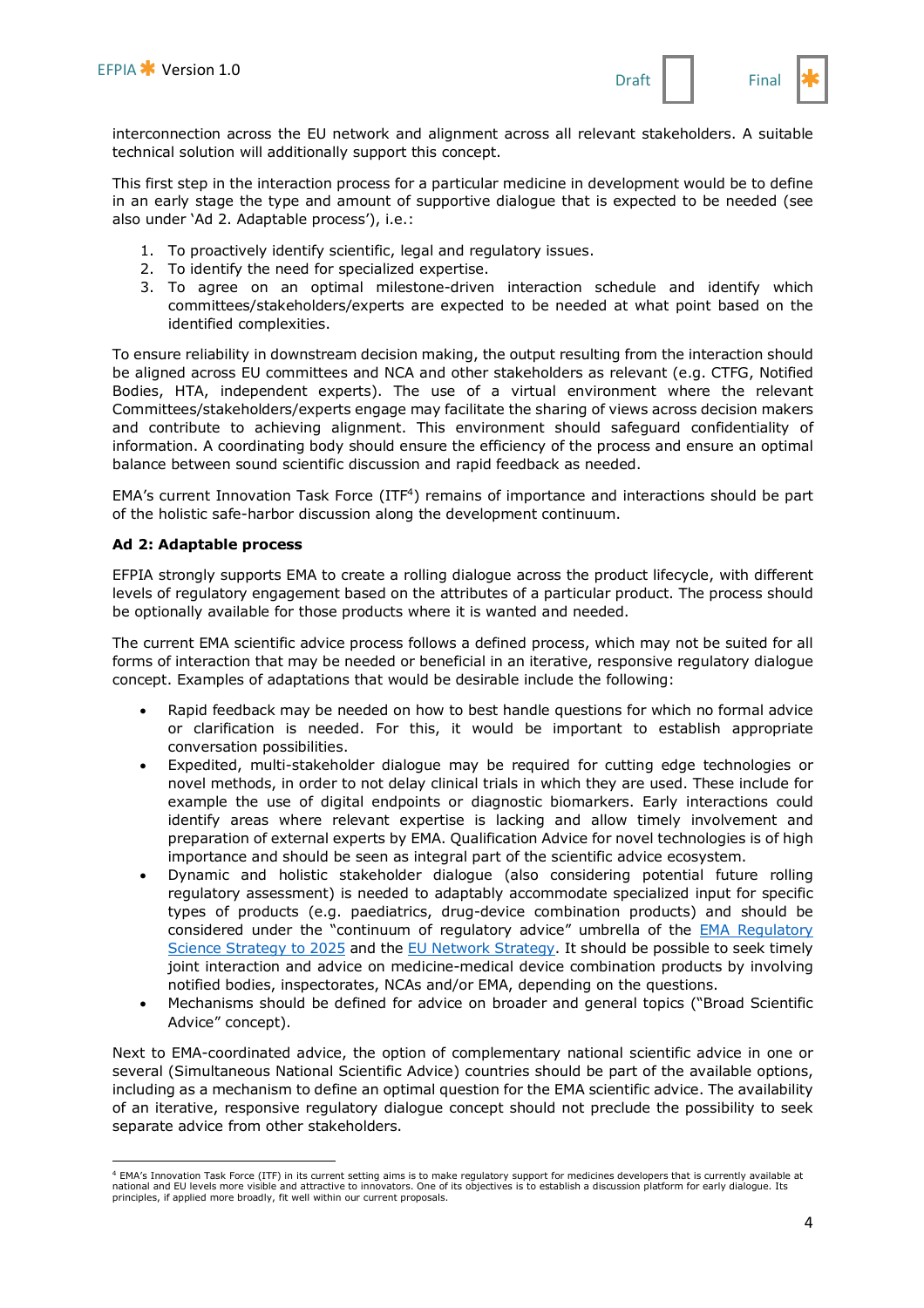interconnection across the EU network and alignment across all relevant stakeholders. A suitable technical solution will additionally support this concept.

This first step in the interaction process for a particular medicine in development would be to define in an early stage the type and amount of supportive dialogue that is expected to be needed (see also under 'Ad 2. Adaptable process'), i.e.:

1. To proactively identify scientific, legal and regulatory issues.
2. To identify the need for specialized expertise.
3. To agree on an optimal milestone-driven interaction schedule and identify which committees/stakeholders/experts are expected to be needed at what point based on the identified complexities.

To ensure reliability in downstream decision making, the output resulting from the interaction should be aligned across EU committees and NCA and other stakeholders as relevant (e.g. CTFG, Notified Bodies, HTA, independent experts). The use of a virtual environment where the relevant Committees/stakeholders/experts engage may facilitate the sharing of views across decision makers and contribute to achieving alignment. This environment should safeguard confidentiality of information. A coordinating body should ensure the efficiency of the process and ensure an optimal balance between sound scientific discussion and rapid feedback as needed.

EMA's current Innovation Task Force (ITF[4]) remains of importance and interactions should be part of the holistic safe-harbor discussion along the development continuum.

**Ad 2: Adaptable process**

EFPIA strongly supports EMA to create a rolling dialogue across the product lifecycle, with different levels of regulatory engagement based on the attributes of a particular product. The process should be optionally available for those products where it is wanted and needed.

The current EMA scientific advice process follows a defined process, which may not be suited for all forms of interaction that may be needed or beneficial in an iterative, responsive regulatory dialogue concept. Examples of adaptations that would be desirable include the following:

- Rapid feedback may be needed on how to best handle questions for which no formal advice or clarification is needed. For this, it would be important to establish appropriate conversation possibilities.
- Expedited, multi-stakeholder dialogue may be required for cutting edge technologies or novel methods, in order to not delay clinical trials in which they are used. These include for example the use of digital endpoints or diagnostic biomarkers. Early interactions could identify areas where relevant expertise is lacking and allow timely involvement and preparation of external experts by EMA. Qualification Advice for novel technologies is of high importance and should be seen as integral part of the scientific advice ecosystem.
- Dynamic and holistic stakeholder dialogue (also considering potential future rolling regulatory assessment) is needed to adaptably accommodate specialized input for specific types of products (e.g. paediatrics, drug-device combination products) and should be considered under the "continuum of regulatory advice" umbrella of the [EMA Regulatory Science Strategy to 2025]() and the [EU Network Strategy](). It should be possible to seek timely joint interaction and advice on medicine-medical device combination products by involving notified bodies, inspectorates, NCAs and/or EMA, depending on the questions.
- Mechanisms should be defined for advice on broader and general topics ("Broad Scientific Advice" concept).

Next to EMA-coordinated advice, the option of complementary national scientific advice in one or several (Simultaneous National Scientific Advice) countries should be part of the available options, including as a mechanism to define an optimal question for the EMA scientific advice. The availability of an iterative, responsive regulatory dialogue concept should not preclude the possibility to seek separate advice from other stakeholders.

---

[4] EMA's Innovation Task Force (ITF) in its current setting aims is to make regulatory support for medicines developers that is currently available at national and EU levels more visible and attractive to innovators. One of its objectives is to establish a discussion platform for early dialogue. Its principles, if applied more broadly, fit well within our current proposals.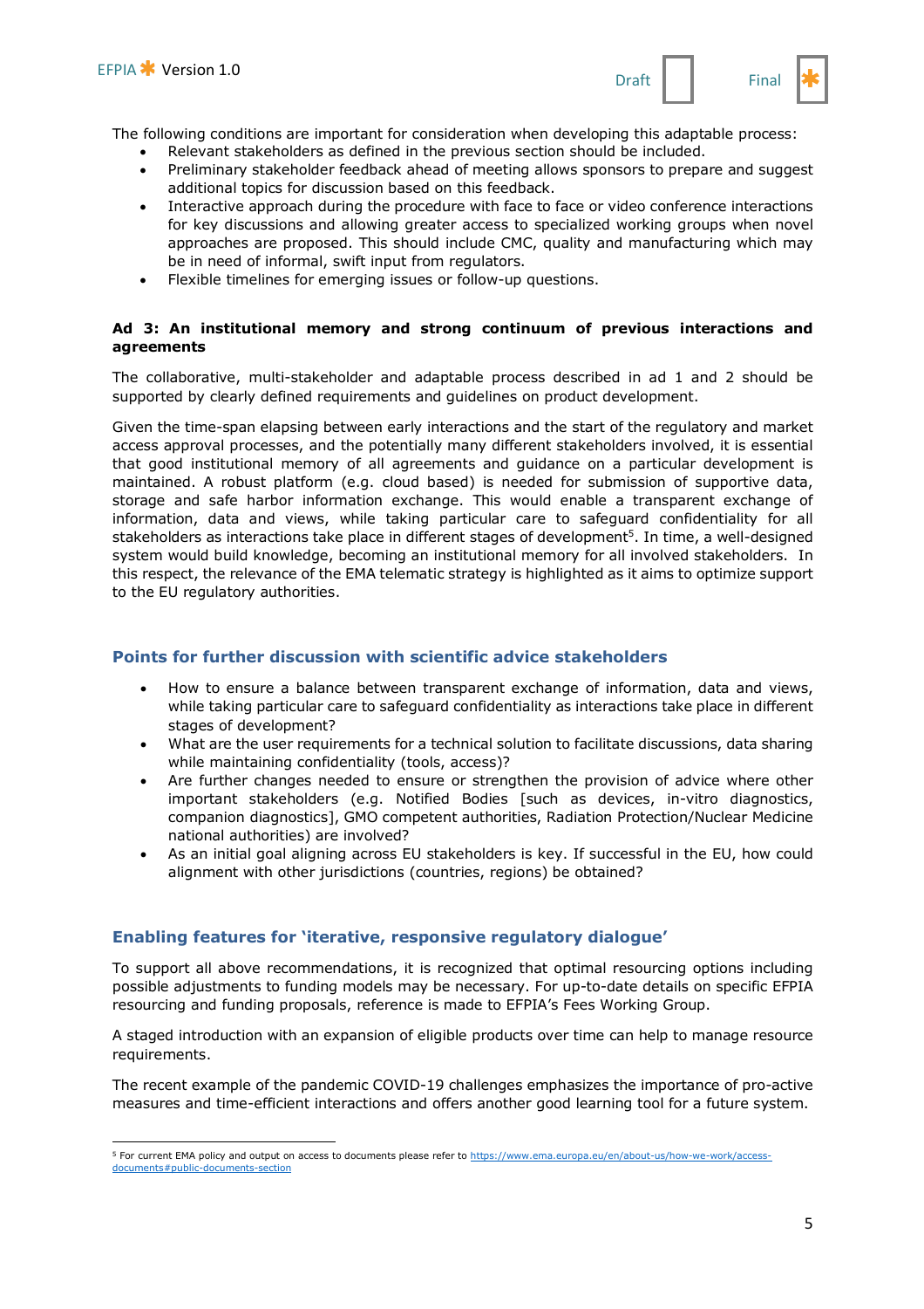The following conditions are important for consideration when developing this adaptable process:

- Relevant stakeholders as defined in the previous section should be included.
- Preliminary stakeholder feedback ahead of meeting allows sponsors to prepare and suggest additional topics for discussion based on this feedback.
- Interactive approach during the procedure with face to face or video conference interactions for key discussions and allowing greater access to specialized working groups when novel approaches are proposed. This should include CMC, quality and manufacturing which may be in need of informal, swift input from regulators.
- Flexible timelines for emerging issues or follow-up questions.

**Ad 3: An institutional memory and strong continuum of previous interactions and agreements**

The collaborative, multi-stakeholder and adaptable process described in ad 1 and 2 should be supported by clearly defined requirements and guidelines on product development.

Given the time-span elapsing between early interactions and the start of the regulatory and market access approval processes, and the potentially many different stakeholders involved, it is essential that good institutional memory of all agreements and guidance on a particular development is maintained. A robust platform (e.g. cloud based) is needed for submission of supportive data, storage and safe harbor information exchange. This would enable a transparent exchange of information, data and views, while taking particular care to safeguard confidentiality for all stakeholders as interactions take place in different stages of development[5]. In time, a well-designed system would build knowledge, becoming an institutional memory for all involved stakeholders. In this respect, the relevance of the EMA telematic strategy is highlighted as it aims to optimize support to the EU regulatory authorities.

## Points for further discussion with scientific advice stakeholders

- How to ensure a balance between transparent exchange of information, data and views, while taking particular care to safeguard confidentiality as interactions take place in different stages of development?
- What are the user requirements for a technical solution to facilitate discussions, data sharing while maintaining confidentiality (tools, access)?
- Are further changes needed to ensure or strengthen the provision of advice where other important stakeholders (e.g. Notified Bodies [such as devices, in-vitro diagnostics, companion diagnostics], GMO competent authorities, Radiation Protection/Nuclear Medicine national authorities) are involved?
- As an initial goal aligning across EU stakeholders is key. If successful in the EU, how could alignment with other jurisdictions (countries, regions) be obtained?

## Enabling features for 'iterative, responsive regulatory dialogue'

To support all above recommendations, it is recognized that optimal resourcing options including possible adjustments to funding models may be necessary. For up-to-date details on specific EFPIA resourcing and funding proposals, reference is made to EFPIA's Fees Working Group.

A staged introduction with an expansion of eligible products over time can help to manage resource requirements.

The recent example of the pandemic COVID-19 challenges emphasizes the importance of pro-active measures and time-efficient interactions and offers another good learning tool for a future system.

---

[5] For current EMA policy and output on access to documents please refer to https://www.ema.europa.eu/en/about-us/how-we-work/access-documents#public-documents-section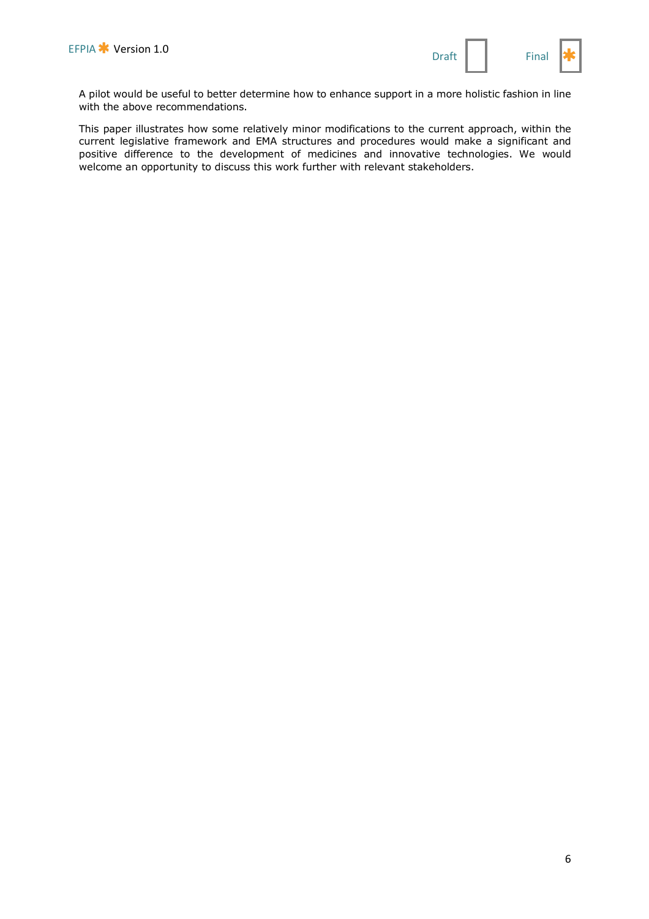A pilot would be useful to better determine how to enhance support in a more holistic fashion in line with the above recommendations.

This paper illustrates how some relatively minor modifications to the current approach, within the current legislative framework and EMA structures and procedures would make a significant and positive difference to the development of medicines and innovative technologies. We would welcome an opportunity to discuss this work further with relevant stakeholders.